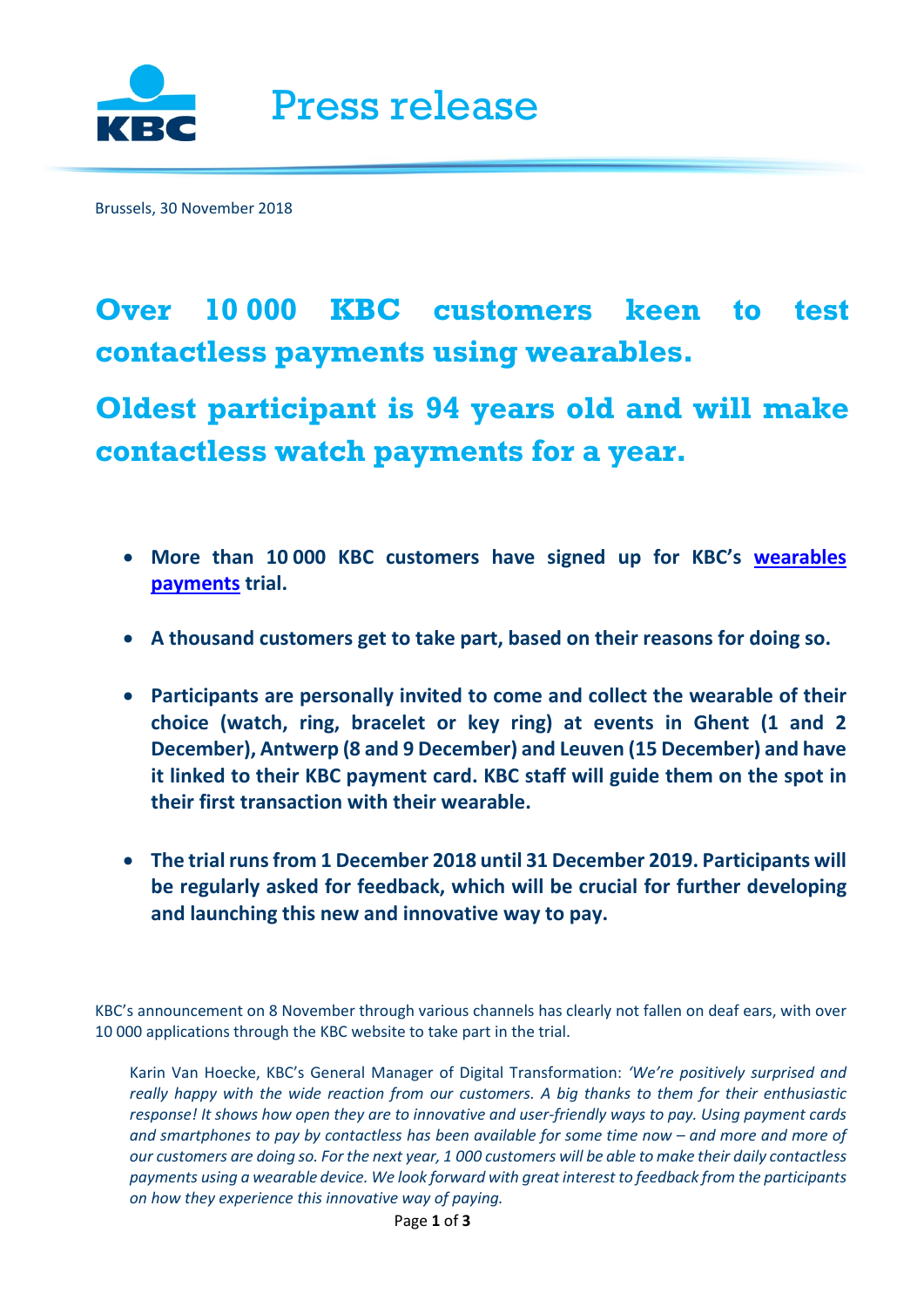Press release

Brussels, 30 November 2018

# Over 10 000 KBC customers keen to test contactless payments using wearables.

# Oldest participant is 94 years old and will make contactless watch payments for a year.

- **More than 10 000 KBC customers have signed up for KBC's wearables payments trial.**
- **A thousand customers get to take part, based on their reasons for doing so.**
- **Participants are personally invited to come and collect the wearable of their choice (watch, ring, bracelet or key ring) at events in Ghent (1 and 2 December), Antwerp (8 and 9 December) and Leuven (15 December) and have it linked to their KBC payment card. KBC staff will guide them on the spot in their first transaction with their wearable.**
- **The trial runs from 1 December 2018 until 31 December 2019. Participants will be regularly asked for feedback, which will be crucial for further developing and launching this new and innovative way to pay.**

KBC's announcement on 8 November through various channels has clearly not fallen on deaf ears, with over 10 000 applications through the KBC website to take part in the trial.

> Karin Van Hoecke, KBC's General Manager of Digital Transformation: *'We're positively surprised and really happy with the wide reaction from our customers. A big thanks to them for their enthusiastic response! It shows how open they are to innovative and user-friendly ways to pay. Using payment cards and smartphones to pay by contactless has been available for some time now – and more and more of our customers are doing so. For the next year, 1 000 customers will be able to make their daily contactless payments using a wearable device. We look forward with great interest to feedback from the participants on how they experience this innovative way of paying.*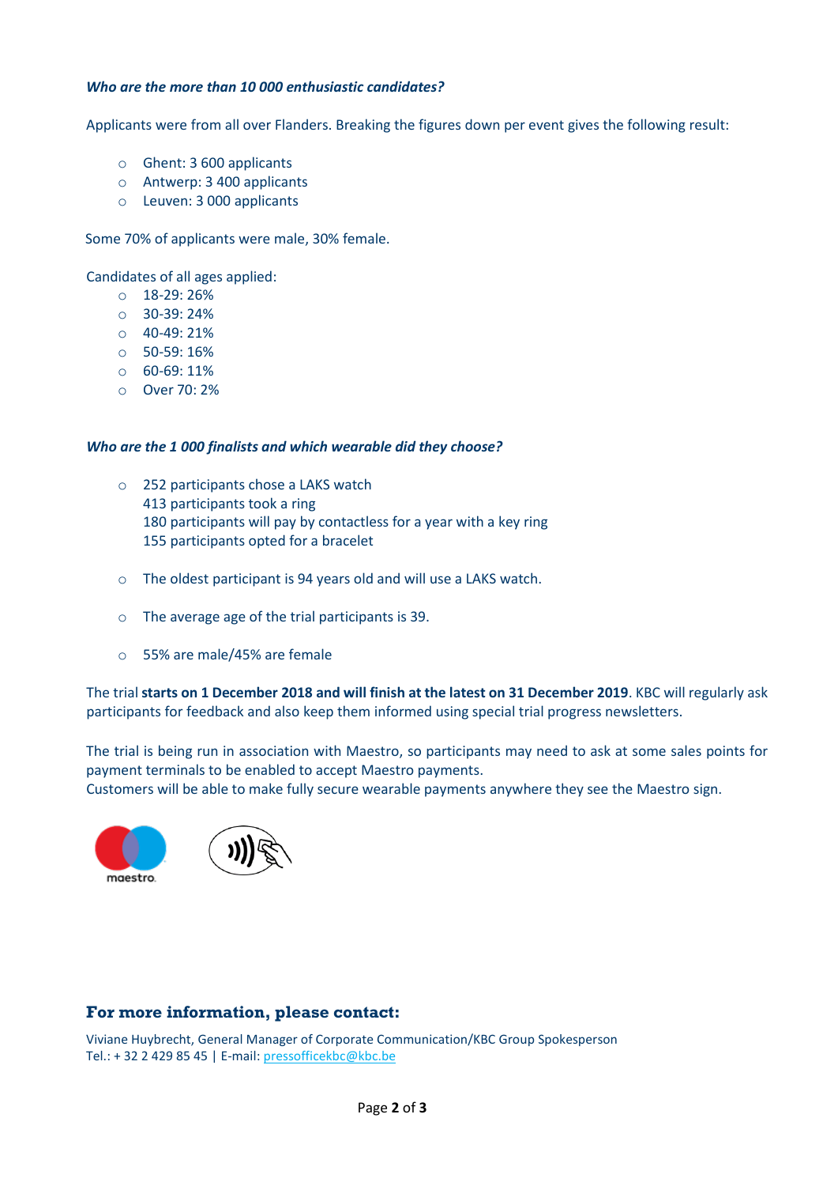***Who are the more than 10 000 enthusiastic candidates?***

Applicants were from all over Flanders. Breaking the figures down per event gives the following result:

- Ghent: 3 600 applicants
- Antwerp: 3 400 applicants
- Leuven: 3 000 applicants

Some 70% of applicants were male, 30% female.

Candidates of all ages applied:

- 18-29: 26%
- 30-39: 24%
- 40-49: 21%
- 50-59: 16%
- 60-69: 11%
- Over 70: 2%

***Who are the 1 000 finalists and which wearable did they choose?***

- 252 participants chose a LAKS watch
  413 participants took a ring
  180 participants will pay by contactless for a year with a key ring
  155 participants opted for a bracelet

- The oldest participant is 94 years old and will use a LAKS watch.

- The average age of the trial participants is 39.

- 55% are male/45% are female

The trial **starts on 1 December 2018 and will finish at the latest on 31 December 2019**. KBC will regularly ask participants for feedback and also keep them informed using special trial progress newsletters.

The trial is being run in association with Maestro, so participants may need to ask at some sales points for payment terminals to be enabled to accept Maestro payments.
Customers will be able to make fully secure wearable payments anywhere they see the Maestro sign.

## For more information, please contact:

Viviane Huybrecht, General Manager of Corporate Communication/KBC Group Spokesperson
Tel.: + 32 2 429 85 45 | E-mail: pressofficekbc@kbc.be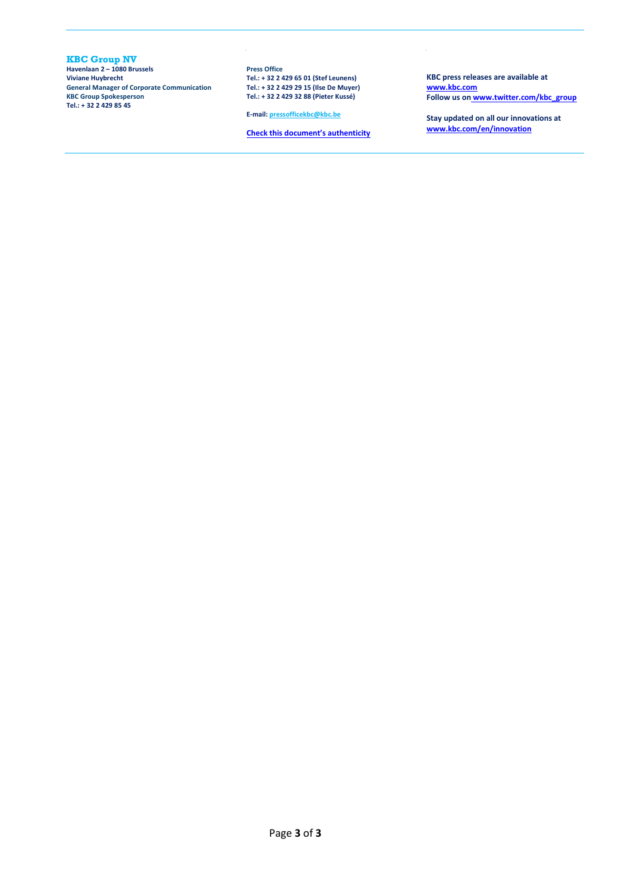**KBC Group NV**
**Havenlaan 2 – 1080 Brussels**
**Viviane Huybrecht**
**General Manager of Corporate Communication**
**KBC Group Spokesperson**
**Tel.: + 32 2 429 85 45**

**Press Office**
**Tel.: + 32 2 429 65 01 (Stef Leunens)**
**Tel.: + 32 2 429 29 15 (Ilse De Muyer)**
**Tel.: + 32 2 429 32 88 (Pieter Kussé)**

**E-mail: pressofficekbc@kbc.be**

**Check this document's authenticity**

**KBC press releases are available at www.kbc.com**
**Follow us on www.twitter.com/kbc_group**

**Stay updated on all our innovations at www.kbc.com/en/innovation**